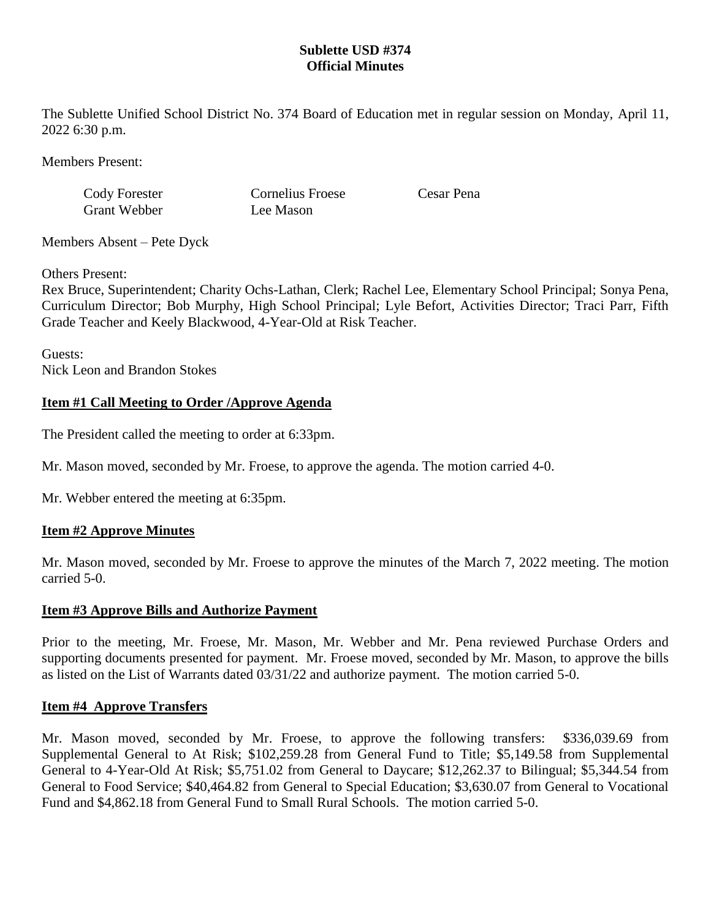**Sublette USD #374**
**Official Minutes**

The Sublette Unified School District No. 374 Board of Education met in regular session on Monday, April 11, 2022 6:30 p.m.

Members Present:

Cody Forester  Cornelius Froese  Cesar Pena
Grant Webber  Lee Mason

Members Absent – Pete Dyck

Others Present:
Rex Bruce, Superintendent; Charity Ochs-Lathan, Clerk; Rachel Lee, Elementary School Principal; Sonya Pena, Curriculum Director; Bob Murphy, High School Principal; Lyle Befort, Activities Director; Traci Parr, Fifth Grade Teacher and Keely Blackwood, 4-Year-Old at Risk Teacher.

Guests:
Nick Leon and Brandon Stokes

**Item #1 Call Meeting to Order /Approve Agenda**

The President called the meeting to order at 6:33pm.

Mr. Mason moved, seconded by Mr. Froese, to approve the agenda. The motion carried 4-0.

Mr. Webber entered the meeting at 6:35pm.

**Item #2 Approve Minutes**

Mr. Mason moved, seconded by Mr. Froese to approve the minutes of the March 7, 2022 meeting. The motion carried 5-0.

**Item #3 Approve Bills and Authorize Payment**

Prior to the meeting, Mr. Froese, Mr. Mason, Mr. Webber and Mr. Pena reviewed Purchase Orders and supporting documents presented for payment. Mr. Froese moved, seconded by Mr. Mason, to approve the bills as listed on the List of Warrants dated 03/31/22 and authorize payment. The motion carried 5-0.

**Item #4 Approve Transfers**

Mr. Mason moved, seconded by Mr. Froese, to approve the following transfers: $336,039.69 from Supplemental General to At Risk; $102,259.28 from General Fund to Title; $5,149.58 from Supplemental General to 4-Year-Old At Risk; $5,751.02 from General to Daycare; $12,262.37 to Bilingual; $5,344.54 from General to Food Service; $40,464.82 from General to Special Education; $3,630.07 from General to Vocational Fund and $4,862.18 from General Fund to Small Rural Schools. The motion carried 5-0.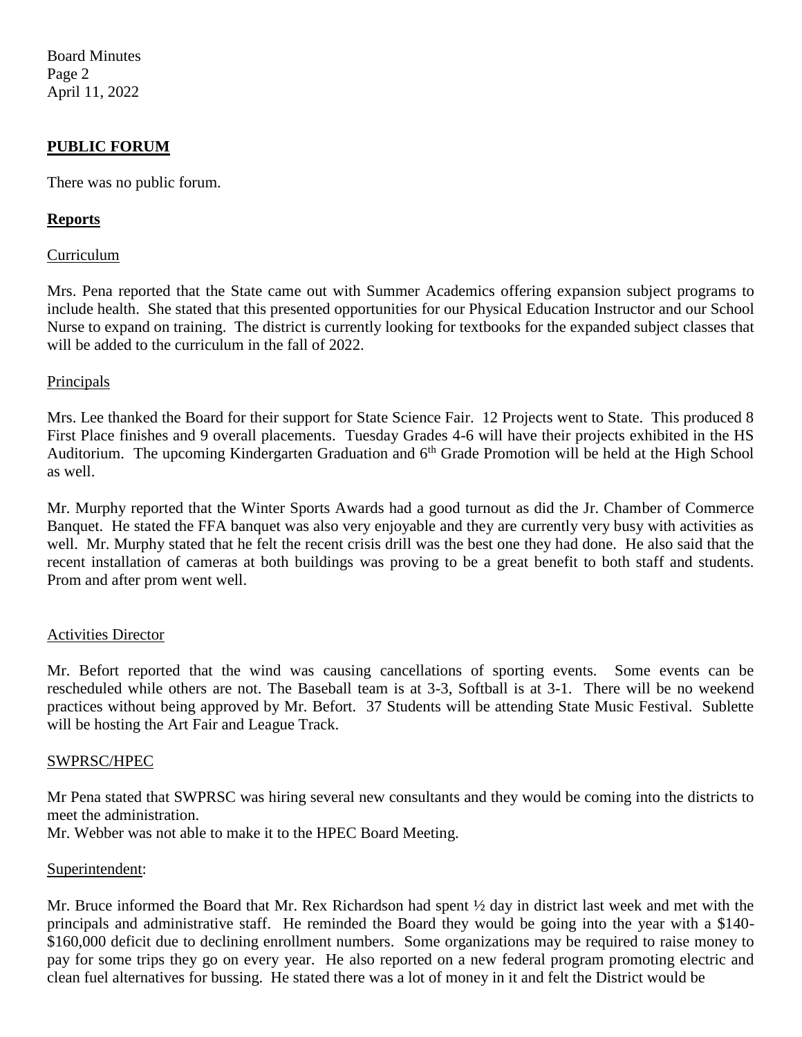## PUBLIC FORUM

There was no public forum.

## Reports

### Curriculum

Mrs. Pena reported that the State came out with Summer Academics offering expansion subject programs to include health. She stated that this presented opportunities for our Physical Education Instructor and our School Nurse to expand on training. The district is currently looking for textbooks for the expanded subject classes that will be added to the curriculum in the fall of 2022.

### Principals

Mrs. Lee thanked the Board for their support for State Science Fair. 12 Projects went to State. This produced 8 First Place finishes and 9 overall placements. Tuesday Grades 4-6 will have their projects exhibited in the HS Auditorium. The upcoming Kindergarten Graduation and 6th Grade Promotion will be held at the High School as well.

Mr. Murphy reported that the Winter Sports Awards had a good turnout as did the Jr. Chamber of Commerce Banquet. He stated the FFA banquet was also very enjoyable and they are currently very busy with activities as well. Mr. Murphy stated that he felt the recent crisis drill was the best one they had done. He also said that the recent installation of cameras at both buildings was proving to be a great benefit to both staff and students. Prom and after prom went well.

### Activities Director

Mr. Befort reported that the wind was causing cancellations of sporting events. Some events can be rescheduled while others are not. The Baseball team is at 3-3, Softball is at 3-1. There will be no weekend practices without being approved by Mr. Befort. 37 Students will be attending State Music Festival. Sublette will be hosting the Art Fair and League Track.

### SWPRSC/HPEC

Mr Pena stated that SWPRSC was hiring several new consultants and they would be coming into the districts to meet the administration.
Mr. Webber was not able to make it to the HPEC Board Meeting.

### Superintendent:

Mr. Bruce informed the Board that Mr. Rex Richardson had spent ½ day in district last week and met with the principals and administrative staff. He reminded the Board they would be going into the year with a $140-$160,000 deficit due to declining enrollment numbers. Some organizations may be required to raise money to pay for some trips they go on every year. He also reported on a new federal program promoting electric and clean fuel alternatives for bussing. He stated there was a lot of money in it and felt the District would be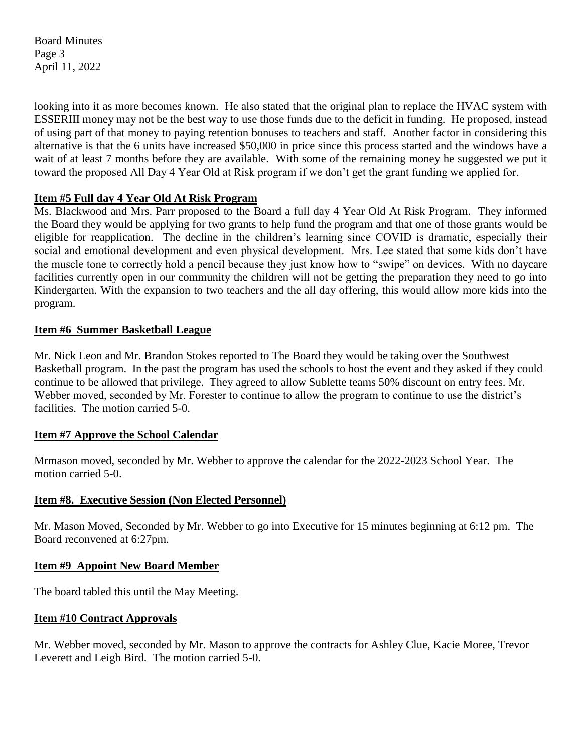looking into it as more becomes known. He also stated that the original plan to replace the HVAC system with ESSERIII money may not be the best way to use those funds due to the deficit in funding. He proposed, instead of using part of that money to paying retention bonuses to teachers and staff. Another factor in considering this alternative is that the 6 units have increased $50,000 in price since this process started and the windows have a wait of at least 7 months before they are available. With some of the remaining money he suggested we put it toward the proposed All Day 4 Year Old at Risk program if we don't get the grant funding we applied for.

## Item #5 Full day 4 Year Old At Risk Program

Ms. Blackwood and Mrs. Parr proposed to the Board a full day 4 Year Old At Risk Program. They informed the Board they would be applying for two grants to help fund the program and that one of those grants would be eligible for reapplication. The decline in the children's learning since COVID is dramatic, especially their social and emotional development and even physical development. Mrs. Lee stated that some kids don't have the muscle tone to correctly hold a pencil because they just know how to "swipe" on devices. With no daycare facilities currently open in our community the children will not be getting the preparation they need to go into Kindergarten. With the expansion to two teachers and the all day offering, this would allow more kids into the program.

## Item #6 Summer Basketball League

Mr. Nick Leon and Mr. Brandon Stokes reported to The Board they would be taking over the Southwest Basketball program. In the past the program has used the schools to host the event and they asked if they could continue to be allowed that privilege. They agreed to allow Sublette teams 50% discount on entry fees. Mr. Webber moved, seconded by Mr. Forester to continue to allow the program to continue to use the district's facilities. The motion carried 5-0.

## Item #7 Approve the School Calendar

Mrmason moved, seconded by Mr. Webber to approve the calendar for the 2022-2023 School Year. The motion carried 5-0.

## Item #8. Executive Session (Non Elected Personnel)

Mr. Mason Moved, Seconded by Mr. Webber to go into Executive for 15 minutes beginning at 6:12 pm. The Board reconvened at 6:27pm.

## Item #9 Appoint New Board Member

The board tabled this until the May Meeting.

## Item #10 Contract Approvals

Mr. Webber moved, seconded by Mr. Mason to approve the contracts for Ashley Clue, Kacie Moree, Trevor Leverett and Leigh Bird. The motion carried 5-0.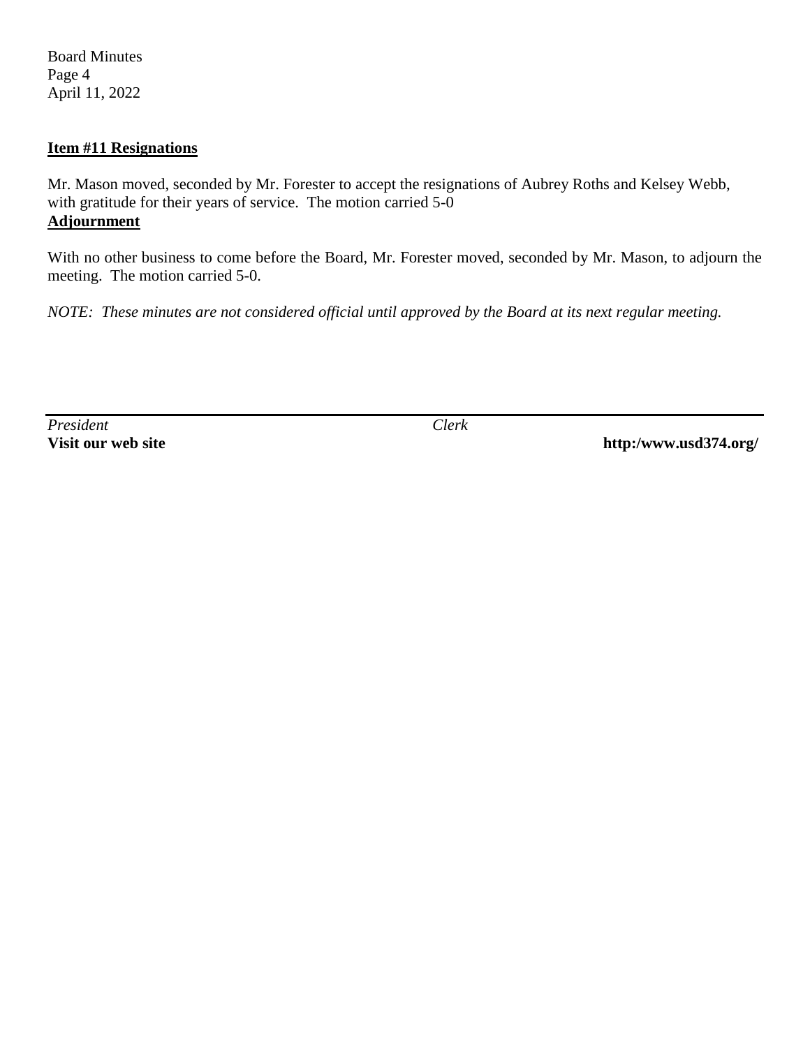**Item #11 Resignations**

Mr. Mason moved, seconded by Mr. Forester to accept the resignations of Aubrey Roths and Kelsey Webb, with gratitude for their years of service. The motion carried 5-0

**Adjournment**

With no other business to come before the Board, Mr. Forester moved, seconded by Mr. Mason, to adjourn the meeting. The motion carried 5-0.

*NOTE: These minutes are not considered official until approved by the Board at its next regular meeting.*

*President* *Clerk*

**Visit our web site** **http:/www.usd374.org/**